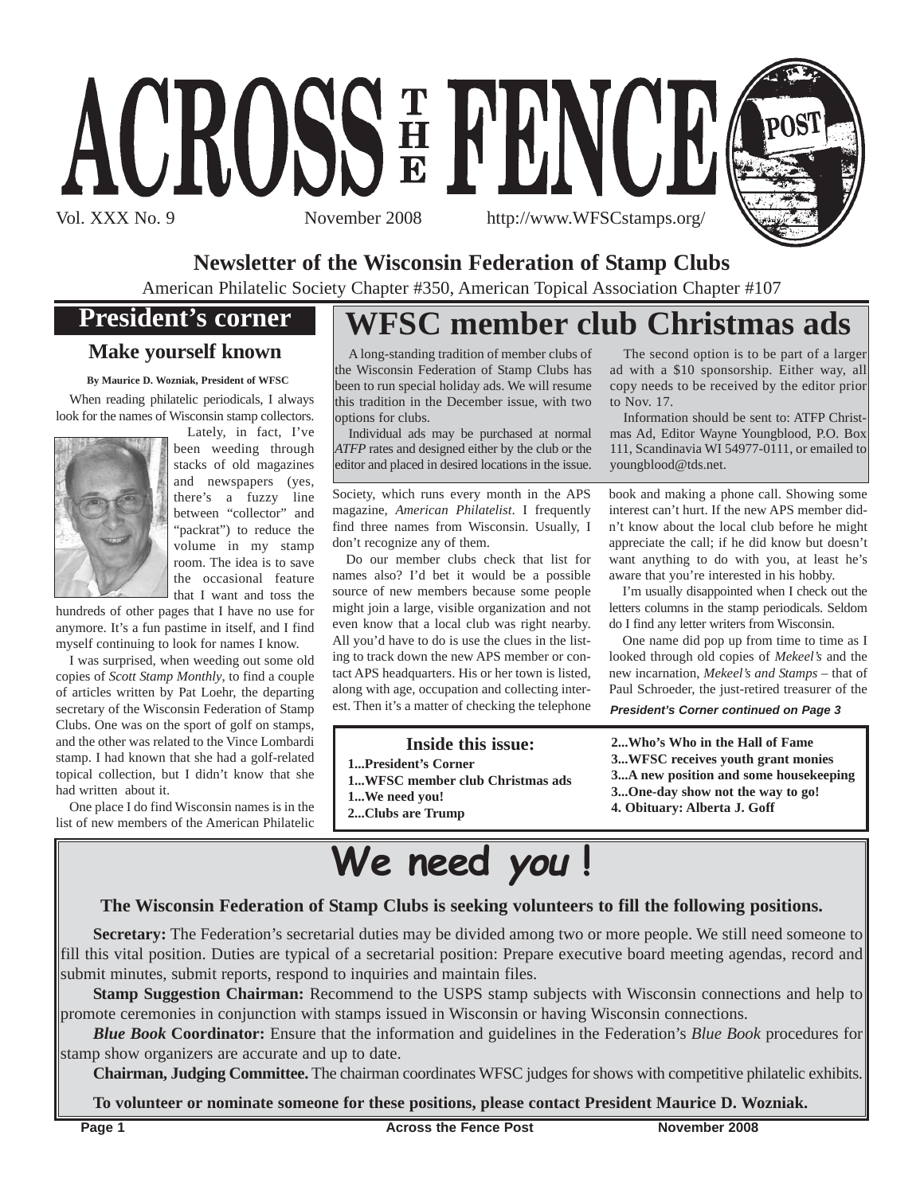# ACROSS THE FENCE POST

Vol. XXX No. 9 November 2008 http://www.WFSCstamps.org/

**Newsletter of the Wisconsin Federation of Stamp Clubs**

American Philatelic Society Chapter #350, American Topical Association Chapter #107

## President's corner

### Make yourself known

**By Maurice D. Wozniak, President of WFSC**

When reading philatelic periodicals, I always look for the names of Wisconsin stamp collectors.

Lately, in fact, I've been weeding through stacks of old magazines and newspapers (yes, there's a fuzzy line between "collector" and "packrat") to reduce the volume in my stamp room. The idea is to save the occasional feature that I want and toss the hundreds of other pages that I have no use for anymore. It's a fun pastime in itself, and I find myself continuing to look for names I know.

I was surprised, when weeding out some old copies of *Scott Stamp Monthly*, to find a couple of articles written by Pat Loehr, the departing secretary of the Wisconsin Federation of Stamp Clubs. One was on the sport of golf on stamps, and the other was related to the Vince Lombardi stamp. I had known that she had a golf-related topical collection, but I didn't know that she had written about it.

One place I do find Wisconsin names is in the list of new members of the American Philatelic Society, which runs every month in the APS magazine, *American Philatelist*. I frequently find three names from Wisconsin. Usually, I don't recognize any of them.

Do our member clubs check that list for names also? I'd bet it would be a possible source of new members because some people might join a large, visible organization and not even know that a local club was right nearby. All you'd have to do is use the clues in the listing to track down the new APS member or contact APS headquarters. His or her town is listed, along with age, occupation and collecting interest. Then it's a matter of checking the telephone book and making a phone call. Showing some interest can't hurt. If the new APS member didn't know about the local club before he might appreciate the call; if he did know but doesn't want anything to do with you, at least he's aware that you're interested in his hobby.

I'm usually disappointed when I check out the letters columns in the stamp periodicals. Seldom do I find any letter writers from Wisconsin.

One name did pop up from time to time as I looked through old copies of *Mekeel's* and the new incarnation, *Mekeel's and Stamps* – that of Paul Schroeder, the just-retired treasurer of the

***President's Corner continued on Page 3***

## WFSC member club Christmas ads

A long-standing tradition of member clubs of the Wisconsin Federation of Stamp Clubs has been to run special holiday ads. We will resume this tradition in the December issue, with two options for clubs.

Individual ads may be purchased at normal *ATFP* rates and designed either by the club or the editor and placed in desired locations in the issue.

The second option is to be part of a larger ad with a $10 sponsorship. Either way, all copy needs to be received by the editor prior to Nov. 17.

Information should be sent to: ATFP Christmas Ad, Editor Wayne Youngblood, P.O. Box 111, Scandinavia WI 54977-0111, or emailed to youngblood@tds.net.

**Inside this issue:**

**1...President's Corner**
**1...WFSC member club Christmas ads**
**1...We need you!**
**2...Clubs are Trump**
**2...Who's Who in the Hall of Fame**
**3...WFSC receives youth grant monies**
**3...A new position and some housekeeping**
**3...One-day show not the way to go!**
**4. Obituary: Alberta J. Goff**

## We need *you*!

**The Wisconsin Federation of Stamp Clubs is seeking volunteers to fill the following positions.**

**Secretary:** The Federation's secretarial duties may be divided among two or more people. We still need someone to fill this vital position. Duties are typical of a secretarial position: Prepare executive board meeting agendas, record and submit minutes, submit reports, respond to inquiries and maintain files.

**Stamp Suggestion Chairman:** Recommend to the USPS stamp subjects with Wisconsin connections and help to promote ceremonies in conjunction with stamps issued in Wisconsin or having Wisconsin connections.

***Blue Book* Coordinator:** Ensure that the information and guidelines in the Federation's *Blue Book* procedures for stamp show organizers are accurate and up to date.

**Chairman, Judging Committee.** The chairman coordinates WFSC judges for shows with competitive philatelic exhibits.

**To volunteer or nominate someone for these positions, please contact President Maurice D. Wozniak.**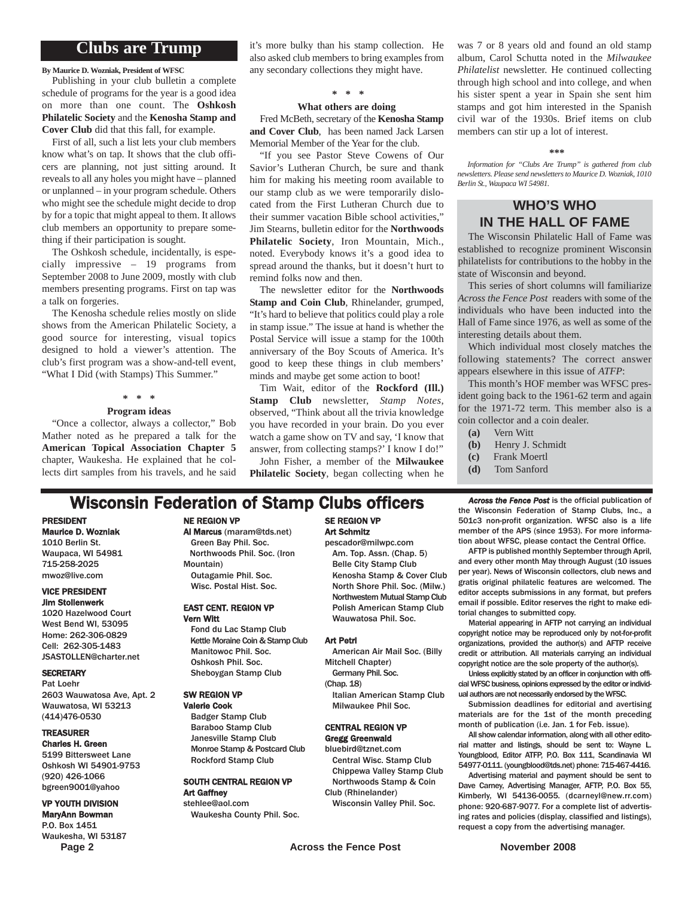## Clubs are Trump

**By Maurice D. Wozniak, President of WFSC**

Publishing in your club bulletin a complete schedule of programs for the year is a good idea on more than one count. The **Oshkosh Philatelic Society** and the **Kenosha Stamp and Cover Club** did that this fall, for example.

First of all, such a list lets your club members know what's on tap. It shows that the club officers are planning, not just sitting around. It reveals to all any holes you might have – planned or unplanned – in your program schedule. Others who might see the schedule might decide to drop by for a topic that might appeal to them. It allows club members an opportunity to prepare something if their participation is sought.

The Oshkosh schedule, incidentally, is especially impressive – 19 programs from September 2008 to June 2009, mostly with club members presenting programs. First on tap was a talk on forgeries.

The Kenosha schedule relies mostly on slide shows from the American Philatelic Society, a good source for interesting, visual topics designed to hold a viewer's attention. The club's first program was a show-and-tell event, "What I Did (with Stamps) This Summer."

\* \* \*

### Program ideas

"Once a collector, always a collector," Bob Mather noted as he prepared a talk for the **American Topical Association Chapter 5** chapter, Waukesha. He explained that he collects dirt samples from his travels, and he said it's more bulky than his stamp collection. He also asked club members to bring examples from any secondary collections they might have.

\* \* \*

### What others are doing

Fred McBeth, secretary of the **Kenosha Stamp and Cover Club**, has been named Jack Larsen Memorial Member of the Year for the club.

"If you see Pastor Steve Cowens of Our Savior's Lutheran Church, be sure and thank him for making his meeting room available to our stamp club as we were temporarily dislocated from the First Lutheran Church due to their summer vacation Bible school activities," Jim Stearns, bulletin editor for the **Northwoods Philatelic Society**, Iron Mountain, Mich., noted. Everybody knows it's a good idea to spread around the thanks, but it doesn't hurt to remind folks now and then.

The newsletter editor for the **Northwoods Stamp and Coin Club**, Rhinelander, grumped, "It's hard to believe that politics could play a role in stamp issue." The issue at hand is whether the Postal Service will issue a stamp for the 100th anniversary of the Boy Scouts of America. It's good to keep these things in club members' minds and maybe get some action to boot!

Tim Wait, editor of the **Rockford (Ill.) Stamp Club** newsletter, *Stamp Notes*, observed, "Think about all the trivia knowledge you have recorded in your brain. Do you ever watch a game show on TV and say, 'I know that answer, from collecting stamps?' I know I do!"

John Fisher, a member of the **Milwaukee Philatelic Society**, began collecting when he was 7 or 8 years old and found an old stamp album, Carol Schutta noted in the *Milwaukee Philatelist* newsletter. He continued collecting through high school and into college, and when his sister spent a year in Spain she sent him stamps and got him interested in the Spanish civil war of the 1930s. Brief items on club members can stir up a lot of interest.

\*\*\*

*Information for "Clubs Are Trump" is gathered from club newsletters. Please send newsletters to Maurice D. Wozniak, 1010 Berlin St., Waupaca WI 54981.*

## WHO'S WHO IN THE HALL OF FAME

The Wisconsin Philatelic Hall of Fame was established to recognize prominent Wisconsin philatelists for contributions to the hobby in the state of Wisconsin and beyond.

This series of short columns will familiarize *Across the Fence Post* readers with some of the individuals who have been inducted into the Hall of Fame since 1976, as well as some of the interesting details about them.

Which individual most closely matches the following statements? The correct answer appears elsewhere in this issue of *ATFP*:

This month's HOF member was WFSC president going back to the 1961-62 term and again for the 1971-72 term. This member also is a coin collector and a coin dealer.

- **(a)** Vern Witt
- **(b)** Henry J. Schmidt
- **(c)** Frank Moertl
- **(d)** Tom Sanford

## Wisconsin Federation of Stamp Clubs officers

**PRESIDENT**
**Maurice D. Wozniak**
1010 Berlin St.
Waupaca, WI 54981
715-258-2025
mwoz@live.com

**VICE PRESIDENT**
**Jim Stollenwerk**
1020 Hazelwood Court
West Bend WI, 53095
Home: 262-306-0829
Cell: 262-305-1483
JSASTOLLEN@charter.net

**SECRETARY**
Pat Loehr
2603 Wauwatosa Ave, Apt. 2
Wauwatosa, WI 53213
(414)476-0530

**TREASURER**
**Charles H. Green**
5199 Bittersweet Lane
Oshkosh WI 54901-9753
(920) 426-1066
bgreen9001@yahoo

**VP YOUTH DIVISION**
**MaryAnn Bowman**
P.O. Box 1451
Waukesha, WI 53187

**NE REGION VP**
**Al Marcus** (maram@tds.net)
Green Bay Phil. Soc.
Northwoods Phil. Soc. (Iron Mountain)
Outagamie Phil. Soc.
Wisc. Postal Hist. Soc.

**EAST CENT. REGION VP**
**Vern Witt**
Fond du Lac Stamp Club
Kettle Moraine Coin & Stamp Club
Manitowoc Phil. Soc.
Oshkosh Phil. Soc.
Sheboygan Stamp Club

**SW REGION VP**
**Valerie Cook**
Badger Stamp Club
Baraboo Stamp Club
Janesville Stamp Club
Monroe Stamp & Postcard Club
Rockford Stamp Club

**SOUTH CENTRAL REGION VP**
**Art Gaffney**
stehlee@aol.com
Waukesha County Phil. Soc.

**SE REGION VP**
**Art Schmitz**
pescador@milwpc.com
Am. Top. Assn. (Chap. 5)
Belle City Stamp Club
Kenosha Stamp & Cover Club
North Shore Phil. Soc. (Milw.)
Northwestern Mutual Stamp Club
Polish American Stamp Club
Wauwatosa Phil. Soc.

**Art Petri**
American Air Mail Soc. (Billy Mitchell Chapter)
Germany Phil. Soc. (Chap. 18)
Italian American Stamp Club
Milwaukee Phil Soc.

**CENTRAL REGION VP**
**Gregg Greenwald**
bluebird@tznet.com
Central Wisc. Stamp Club
Chippewa Valley Stamp Club
Northwoods Stamp & Coin Club (Rhinelander)
Wisconsin Valley Phil. Soc.

***Across the Fence Post*** is the official publication of the Wisconsin Federation of Stamp Clubs, Inc., a 501c3 non-profit organization. WFSC also is a life member of the APS (since 1953). For more information about WFSC, please contact the Central Office.

AFTP is published monthly September through April, and every other month May through August (10 issues per year). News of Wisconsin collectors, club news and gratis original philatelic features are welcomed. The editor accepts submissions in any format, but prefers email if possible. Editor reserves the right to make editorial changes to submitted copy.

Material appearing in AFTP not carrying an individual copyright notice may be reproduced only by not-for-profit organizations, provided the author(s) and AFTP receive credit or attribution. All materials carrying an individual copyright notice are the sole property of the author(s).

Unless explicitly stated by an officer in conjunction with official WFSC business, opinions expressed by the editor or individual authors are not necessarily endorsed by the WFSC.

Submission deadlines for editorial and avertising materials are for the 1st of the month preceding month of publication (i.e. Jan. 1 for Feb. issue).

All show calendar information, along with all other editorial matter and listings, should be sent to: Wayne L. Youngblood, Editor ATFP, P.O. Box 111, Scandinavia WI 54977-0111. (youngblood@tds.net) phone: 715-467-4416.

Advertising material and payment should be sent to Dave Carney, Advertising Manager, AFTP, P.O. Box 55, Kimberly, WI 54136-0055. (dcarneyl@new.rr.com) phone: 920-687-9077. For a complete list of advertising rates and policies (display, classified and listings), request a copy from the advertising manager.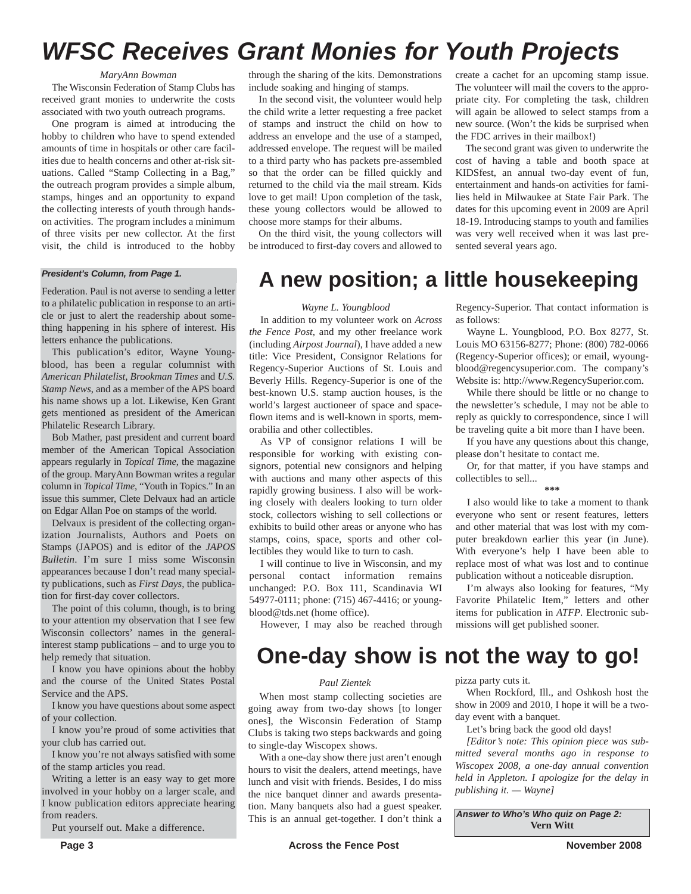# WFSC Receives Grant Monies for Youth Projects

*MaryAnn Bowman*

The Wisconsin Federation of Stamp Clubs has received grant monies to underwrite the costs associated with two youth outreach programs.

One program is aimed at introducing the hobby to children who have to spend extended amounts of time in hospitals or other care facilities due to health concerns and other at-risk situations. Called "Stamp Collecting in a Bag," the outreach program provides a simple album, stamps, hinges and an opportunity to expand the collecting interests of youth through hands-on activities. The program includes a minimum of three visits per new collector. At the first visit, the child is introduced to the hobby through the sharing of the kits. Demonstrations include soaking and hinging of stamps.

In the second visit, the volunteer would help the child write a letter requesting a free packet of stamps and instruct the child on how to address an envelope and the use of a stamped, addressed envelope. The request will be mailed to a third party who has packets pre-assembled so that the order can be filled quickly and returned to the child via the mail stream. Kids love to get mail! Upon completion of the task, these young collectors would be allowed to choose more stamps for their albums.

On the third visit, the young collectors will be introduced to first-day covers and allowed to create a cachet for an upcoming stamp issue. The volunteer will mail the covers to the appropriate city. For completing the task, children will again be allowed to select stamps from a new source. (Won't the kids be surprised when the FDC arrives in their mailbox!)

The second grant was given to underwrite the cost of having a table and booth space at KIDSfest, an annual two-day event of fun, entertainment and hands-on activities for families held in Milwaukee at State Fair Park. The dates for this upcoming event in 2009 are April 18-19. Introducing stamps to youth and families was very well received when it was last presented several years ago.

***President's Column, from Page 1.***

Federation. Paul is not averse to sending a letter to a philatelic publication in response to an article or just to alert the readership about something happening in his sphere of interest. His letters enhance the publications.

This publication's editor, Wayne Youngblood, has been a regular columnist with *American Philatelist*, *Brookman Times* and *U.S. Stamp News*, and as a member of the APS board his name shows up a lot. Likewise, Ken Grant gets mentioned as president of the American Philatelic Research Library.

Bob Mather, past president and current board member of the American Topical Association appears regularly in *Topical Time*, the magazine of the group. MaryAnn Bowman writes a regular column in *Topical Time*, "Youth in Topics." In an issue this summer, Clete Delvaux had an article on Edgar Allan Poe on stamps of the world.

Delvaux is president of the collecting organization Journalists, Authors and Poets on Stamps (JAPOS) and is editor of the *JAPOS Bulletin*. I'm sure I miss some Wisconsin appearances because I don't read many specialty publications, such as *First Days*, the publication for first-day cover collectors.

The point of this column, though, is to bring to your attention my observation that I see few Wisconsin collectors' names in the general-interest stamp publications – and to urge you to help remedy that situation.

I know you have opinions about the hobby and the course of the United States Postal Service and the APS.

I know you have questions about some aspect of your collection.

I know you're proud of some activities that your club has carried out.

I know you're not always satisfied with some of the stamp articles you read.

Writing a letter is an easy way to get more involved in your hobby on a larger scale, and I know publication editors appreciate hearing from readers.

Put yourself out. Make a difference.

# A new position; a little housekeeping

*Wayne L. Youngblood*

In addition to my volunteer work on *Across the Fence Post*, and my other freelance work (including *Airpost Journal*), I have added a new title: Vice President, Consignor Relations for Regency-Superior Auctions of St. Louis and Beverly Hills. Regency-Superior is one of the best-known U.S. stamp auction houses, is the world's largest auctioneer of space and space-flown items and is well-known in sports, memorabilia and other collectibles.

As VP of consignor relations I will be responsible for working with existing consignors, potential new consignors and helping with auctions and many other aspects of this rapidly growing business. I also will be working closely with dealers looking to turn older stock, collectors wishing to sell collections or exhibits to build other areas or anyone who has stamps, coins, space, sports and other collectibles they would like to turn to cash.

I will continue to live in Wisconsin, and my personal contact information remains unchanged: P.O. Box 111, Scandinavia WI 54977-0111; phone: (715) 467-4416; or youngblood@tds.net (home office).

However, I may also be reached through Regency-Superior. That contact information is as follows:

Wayne L. Youngblood, P.O. Box 8277, St. Louis MO 63156-8277; Phone: (800) 782-0066 (Regency-Superior offices); or email, wyoungblood@regencysuperior.com. The company's Website is: http://www.RegencySuperior.com.

While there should be little or no change to the newsletter's schedule, I may not be able to reply as quickly to correspondence, since I will be traveling quite a bit more than I have been.

If you have any questions about this change, please don't hesitate to contact me.

Or, for that matter, if you have stamps and collectibles to sell...

***

I also would like to take a moment to thank everyone who sent or resent features, letters and other material that was lost with my computer breakdown earlier this year (in June). With everyone's help I have been able to replace most of what was lost and to continue publication without a noticeable disruption.

I'm always also looking for features, "My Favorite Philatelic Item," letters and other items for publication in *ATFP*. Electronic submissions will get published sooner.

# One-day show is not the way to go!

*Paul Zientek*

When most stamp collecting societies are going away from two-day shows [to longer ones], the Wisconsin Federation of Stamp Clubs is taking two steps backwards and going to single-day Wiscopex shows.

With a one-day show there just aren't enough hours to visit the dealers, attend meetings, have lunch and visit with friends. Besides, I do miss the nice banquet dinner and awards presentation. Many banquets also had a guest speaker. This is an annual get-together. I don't think a pizza party cuts it.

When Rockford, Ill., and Oshkosh host the show in 2009 and 2010, I hope it will be a two-day event with a banquet.

Let's bring back the good old days!

*[Editor's note: This opinion piece was submitted several months ago in response to Wiscopex 2008, a one-day annual convention held in Appleton. I apologize for the delay in publishing it. — Wayne]*

***Answer to Who's Who quiz on Page 2:***
**Vern Witt**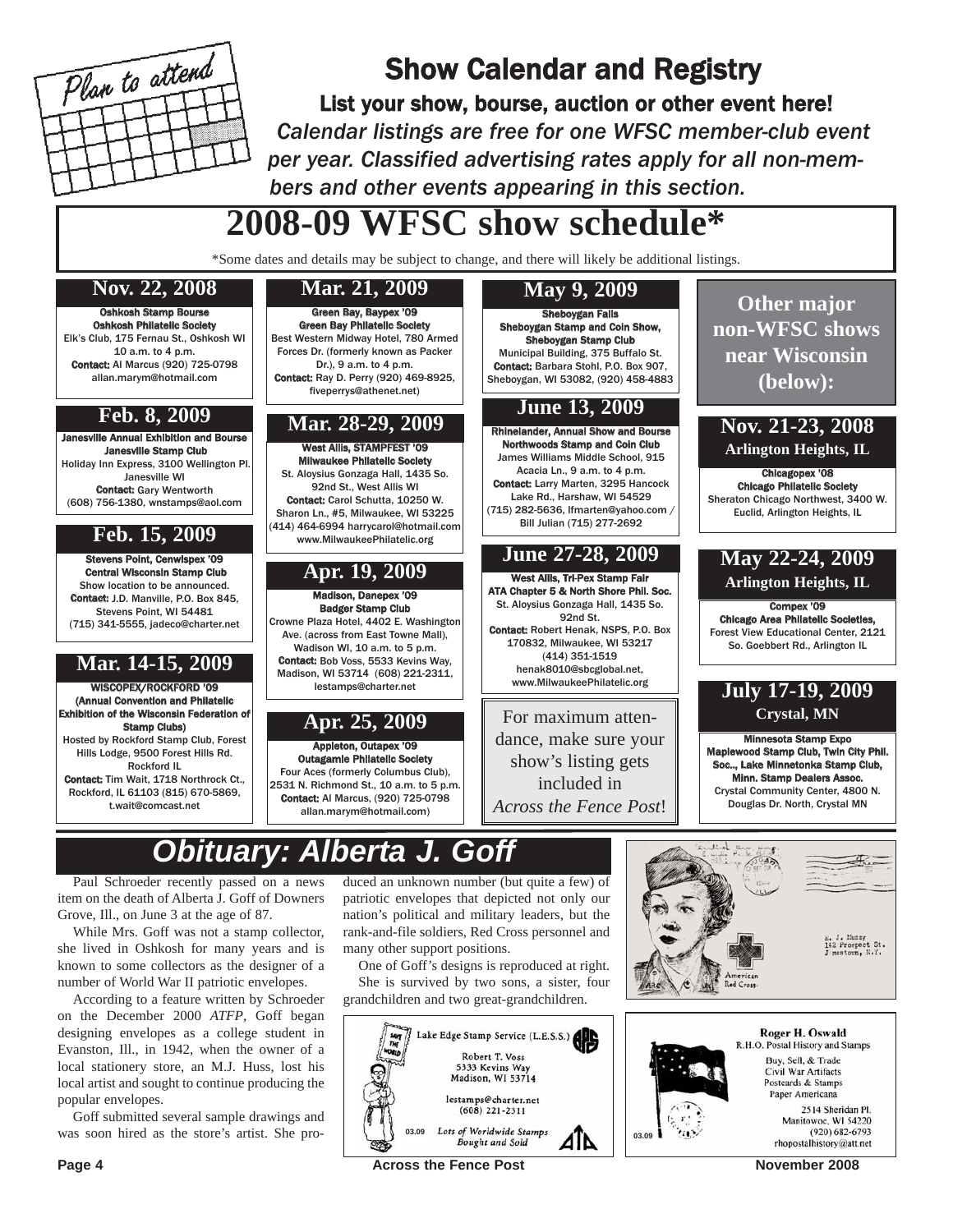# Show Calendar and Registry

**List your show, bourse, auction or other event here!**

*Calendar listings are free for one WFSC member-club event per year. Classified advertising rates apply for all non-members and other events appearing in this section.*

## 2008-09 WFSC show schedule*

*Some dates and details may be subject to change, and there will likely be additional listings.

### Nov. 22, 2008

**Oshkosh Stamp Bourse**
**Oshkosh Philatelic Society**
Elk's Club, 175 Fernau St., Oshkosh WI 10 a.m. to 4 p.m.
**Contact:** Al Marcus (920) 725-0798 allan.marym@hotmail.com

### Feb. 8, 2009

**Janesville Annual Exhibition and Bourse**
**Janesville Stamp Club**
Holiday Inn Express, 3100 Wellington Pl. Janesville WI
**Contact:** Gary Wentworth (608) 756-1380, wnstamps@aol.com

### Feb. 15, 2009

**Stevens Point, Cenwispex '09**
**Central Wisconsin Stamp Club**
Show location to be announced.
**Contact:** J.D. Manville, P.O. Box 845, Stevens Point, WI 54481 (715) 341-5555, jadeco@charter.net

### Mar. 14-15, 2009

**WISCOPEX/ROCKFORD '09**
**(Annual Convention and Philatelic Exhibition of the Wisconsin Federation of Stamp Clubs)**
Hosted by Rockford Stamp Club, Forest Hills Lodge, 9500 Forest Hills Rd. Rockford IL
**Contact:** Tim Wait, 1718 Northrock Ct., Rockford, IL 61103 (815) 670-5869, t.wait@comcast.net

### Mar. 21, 2009

**Green Bay, Baypex '09**
**Green Bay Philatelic Society**
Best Western Midway Hotel, 780 Armed Forces Dr. (formerly known as Packer Dr.), 9 a.m. to 4 p.m.
**Contact:** Ray D. Perry (920) 469-8925, fiveperrys@athenet.net)

### Mar. 28-29, 2009

**West Allis, STAMPFEST '09**
**Milwaukee Philatelic Society**
St. Aloysius Gonzaga Hall, 1435 So. 92nd St., West Allis WI
**Contact:** Carol Schutta, 10250 W. Sharon Ln., #5, Milwaukee, WI 53225 (414) 464-6994 harrycarol@hotmail.com www.MilwaukeePhilatelic.org

### Apr. 19, 2009

**Madison, Danepex '09**
**Badger Stamp Club**
Crowne Plaza Hotel, 4402 E. Washington Ave. (across from East Towne Mall), Wadison WI, 10 a.m. to 5 p.m.
**Contact:** Bob Voss, 5533 Kevins Way, Madison, WI 53714 (608) 221-2311, lestamps@charter.net

### Apr. 25, 2009

**Appleton, Outapex '09**
**Outagamie Philatelic Society**
Four Aces (formerly Columbus Club), 2531 N. Richmond St., 10 a.m. to 5 p.m.
**Contact:** Al Marcus, (920) 725-0798 allan.marym@hotmail.com)

### May 9, 2009

**Sheboygan Falls**
**Sheboygan Stamp and Coin Show,**
**Sheboygan Stamp Club**
Municipal Building, 375 Buffalo St.
**Contact:** Barbara Stohl, P.O. Box 907, Sheboygan, WI 53082, (920) 458-4883

### June 13, 2009

**Rhinelander, Annual Show and Bourse**
**Northwoods Stamp and Coin Club**
James Williams Middle School, 915 Acacia Ln., 9 a.m. to 4 p.m.
**Contact:** Larry Marten, 3295 Hancock Lake Rd., Harshaw, WI 54529 (715) 282-5636, lfmarten@yahoo.com / Bill Julian (715) 277-2692

### June 27-28, 2009

**West Allis, Tri-Pex Stamp Fair**
**ATA Chapter 5 & North Shore Phil. Soc.**
St. Aloysius Gonzaga Hall, 1435 So. 92nd St.
**Contact:** Robert Henak, NSPS, P.O. Box 170832, Milwaukee, WI 53217 (414) 351-1519 henak8010@sbcglobal.net, www.MilwaukeePhilatelic.org

For maximum attendance, make sure your show's listing gets included in *Across the Fence Post*!

### Other major non-WFSC shows near Wisconsin (below):

### Nov. 21-23, 2008
**Arlington Heights, IL**

**Chicagopex '08**
**Chicago Philatelic Society**
Sheraton Chicago Northwest, 3400 W. Euclid, Arlington Heights, IL

### May 22-24, 2009
**Arlington Heights, IL**

**Compex '09**
**Chicago Area Philatelic Societies,**
Forest View Educational Center, 2121 So. Goebbert Rd., Arlington IL

### July 17-19, 2009
**Crystal, MN**

**Minnesota Stamp Expo**
**Maplewood Stamp Club, Twin City Phil. Soc.., Lake Minnetonka Stamp Club, Minn. Stamp Dealers Assoc.**
Crystal Community Center, 4800 N. Douglas Dr. North, Crystal MN

## *Obituary: Alberta J. Goff*

Paul Schroeder recently passed on a news item on the death of Alberta J. Goff of Downers Grove, Ill., on June 3 at the age of 87.

While Mrs. Goff was not a stamp collector, she lived in Oshkosh for many years and is known to some collectors as the designer of a number of World War II patriotic envelopes.

According to a feature written by Schroeder on the December 2000 *ATFP*, Goff began designing envelopes as a college student in Evanston, Ill., in 1942, when the owner of a local stationery store, an M.J. Huss, lost his local artist and sought to continue producing the popular envelopes.

Goff submitted several sample drawings and was soon hired as the store's artist. She produced an unknown number (but quite a few) of patriotic envelopes that depicted not only our nation's political and military leaders, but the rank-and-file soldiers, Red Cross personnel and many other support positions.

One of Goff's designs is reproduced at right.

She is survived by two sons, a sister, four grandchildren and two great-grandchildren.

Lake Edge Stamp Service (L.E.S.S.)
Robert T. Voss
5333 Kevins Way
Madison, WI 53714
lestamps@charter.net
(608) 221-2311
Lots of Worldwide Stamps Bought and Sold
03.09

Roger H. Oswald
R.H.O. Postal History and Stamps
Buy, Sell, & Trade
Civil War Artifacts
Postcards & Stamps
Paper Americana
2514 Sheridan Pl.
Manitowoc, WI 54220
(920) 682-6793
rhopostalhistory@att.net
03.09